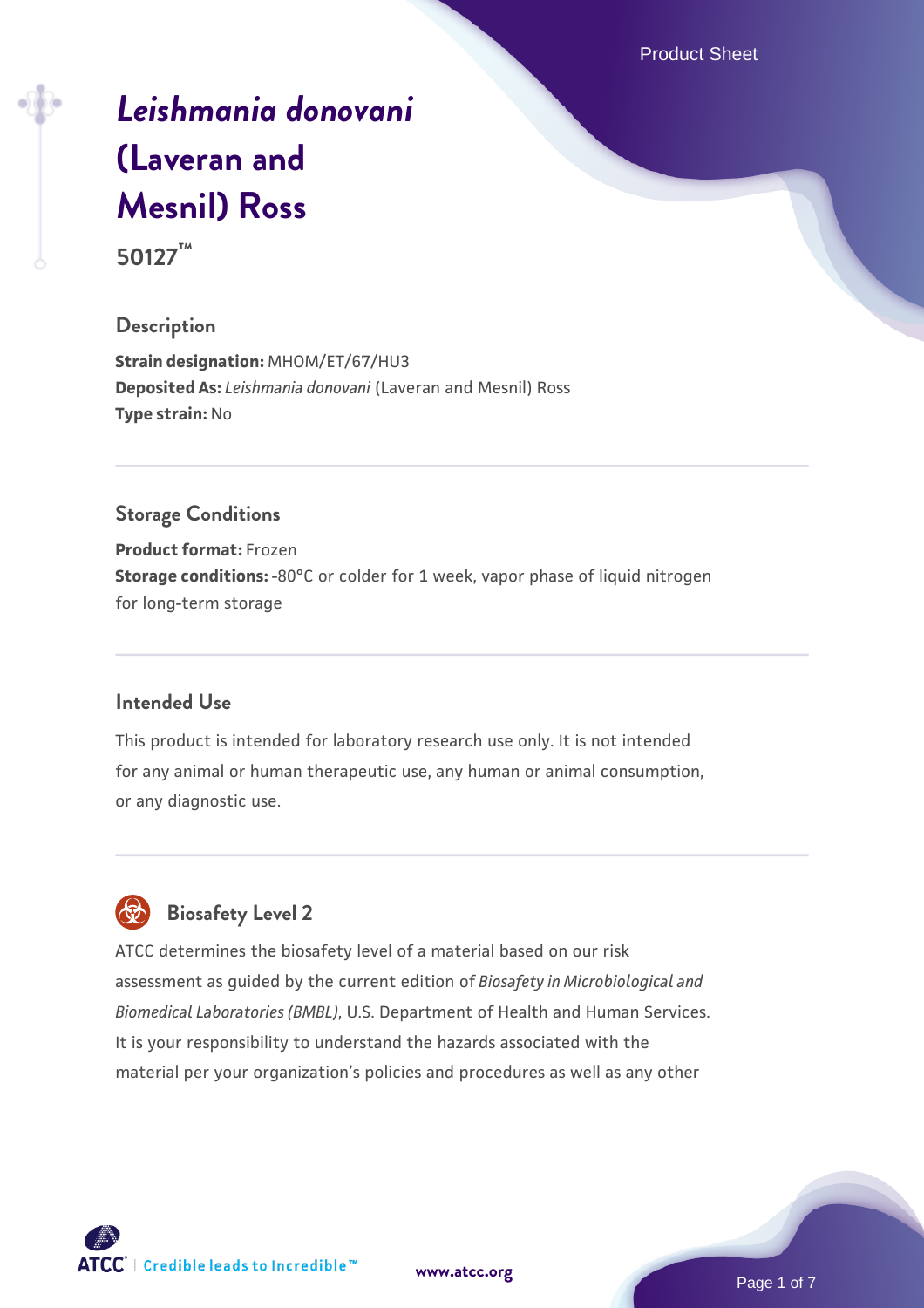# *Leishmania donovani* (Laveran and Mesnil) Ross

**50127™**

## Description

**Strain designation:** MHOM/ET/67/HU3
**Deposited As:** *Leishmania donovani* (Laveran and Mesnil) Ross
**Type strain:** No

## Storage Conditions

**Product format:** Frozen
**Storage conditions:** -80°C or colder for 1 week, vapor phase of liquid nitrogen for long-term storage

## Intended Use

This product is intended for laboratory research use only. It is not intended for any animal or human therapeutic use, any human or animal consumption, or any diagnostic use.

## Biosafety Level 2

ATCC determines the biosafety level of a material based on our risk assessment as guided by the current edition of *Biosafety in Microbiological and Biomedical Laboratories (BMBL)*, U.S. Department of Health and Human Services. It is your responsibility to understand the hazards associated with the material per your organization's policies and procedures as well as any other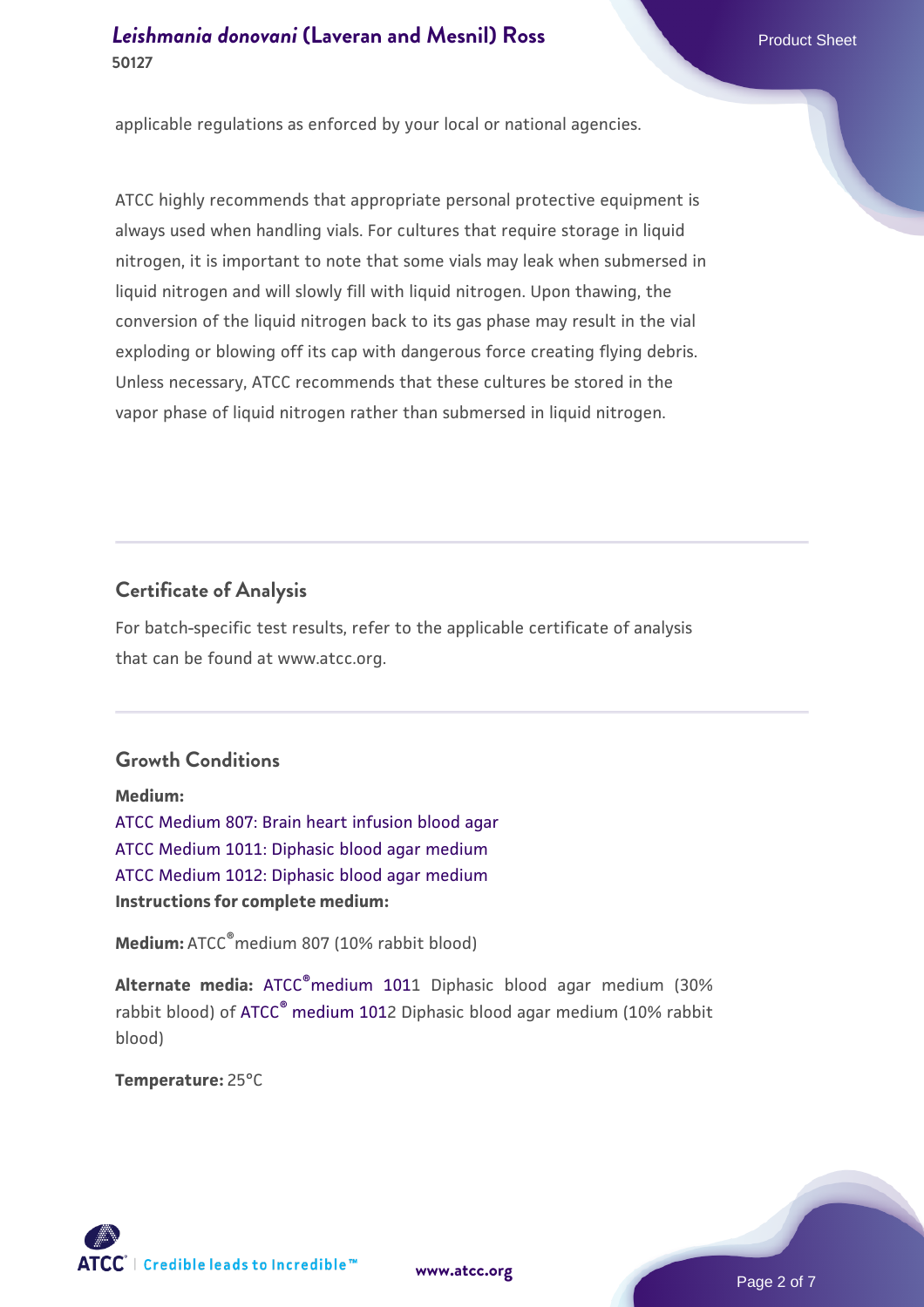applicable regulations as enforced by your local or national agencies.

ATCC highly recommends that appropriate personal protective equipment is always used when handling vials. For cultures that require storage in liquid nitrogen, it is important to note that some vials may leak when submersed in liquid nitrogen and will slowly fill with liquid nitrogen. Upon thawing, the conversion of the liquid nitrogen back to its gas phase may result in the vial exploding or blowing off its cap with dangerous force creating flying debris. Unless necessary, ATCC recommends that these cultures be stored in the vapor phase of liquid nitrogen rather than submersed in liquid nitrogen.

## Certificate of Analysis

For batch-specific test results, refer to the applicable certificate of analysis that can be found at www.atcc.org.

## Growth Conditions

**Medium:**
ATCC Medium 807: Brain heart infusion blood agar
ATCC Medium 1011: Diphasic blood agar medium
ATCC Medium 1012: Diphasic blood agar medium
**Instructions for complete medium:**

**Medium:** ATCC® medium 807 (10% rabbit blood)

**Alternate media:** ATCC® medium 1011 Diphasic blood agar medium (30% rabbit blood) of ATCC® medium 1012 Diphasic blood agar medium (10% rabbit blood)

**Temperature:** 25°C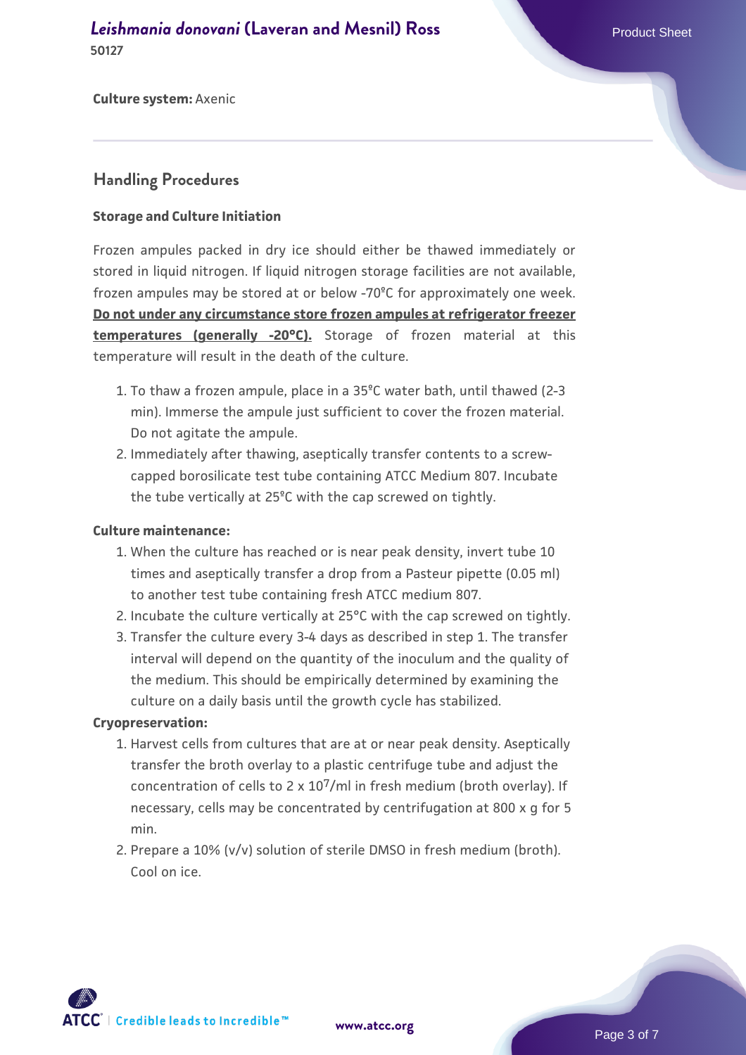**Culture system:** Axenic

## Handling Procedures

### Storage and Culture Initiation

Frozen ampules packed in dry ice should either be thawed immediately or stored in liquid nitrogen. If liquid nitrogen storage facilities are not available, frozen ampules may be stored at or below -70°C for approximately one week. **Do not under any circumstance store frozen ampules at refrigerator freezer temperatures (generally -20°C).** Storage of frozen material at this temperature will result in the death of the culture.

1. To thaw a frozen ampule, place in a 35°C water bath, until thawed (2-3 min). Immerse the ampule just sufficient to cover the frozen material. Do not agitate the ampule.
2. Immediately after thawing, aseptically transfer contents to a screw-capped borosilicate test tube containing ATCC Medium 807. Incubate the tube vertically at 25°C with the cap screwed on tightly.

### Culture maintenance:

1. When the culture has reached or is near peak density, invert tube 10 times and aseptically transfer a drop from a Pasteur pipette (0.05 ml) to another test tube containing fresh ATCC medium 807.
2. Incubate the culture vertically at 25°C with the cap screwed on tightly.
3. Transfer the culture every 3-4 days as described in step 1. The transfer interval will depend on the quantity of the inoculum and the quality of the medium. This should be empirically determined by examining the culture on a daily basis until the growth cycle has stabilized.

### Cryopreservation:

1. Harvest cells from cultures that are at or near peak density. Aseptically transfer the broth overlay to a plastic centrifuge tube and adjust the concentration of cells to $2 \times 10^7$/ml in fresh medium (broth overlay). If necessary, cells may be concentrated by centrifugation at 800 x g for 5 min.
2. Prepare a 10% (v/v) solution of sterile DMSO in fresh medium (broth). Cool on ice.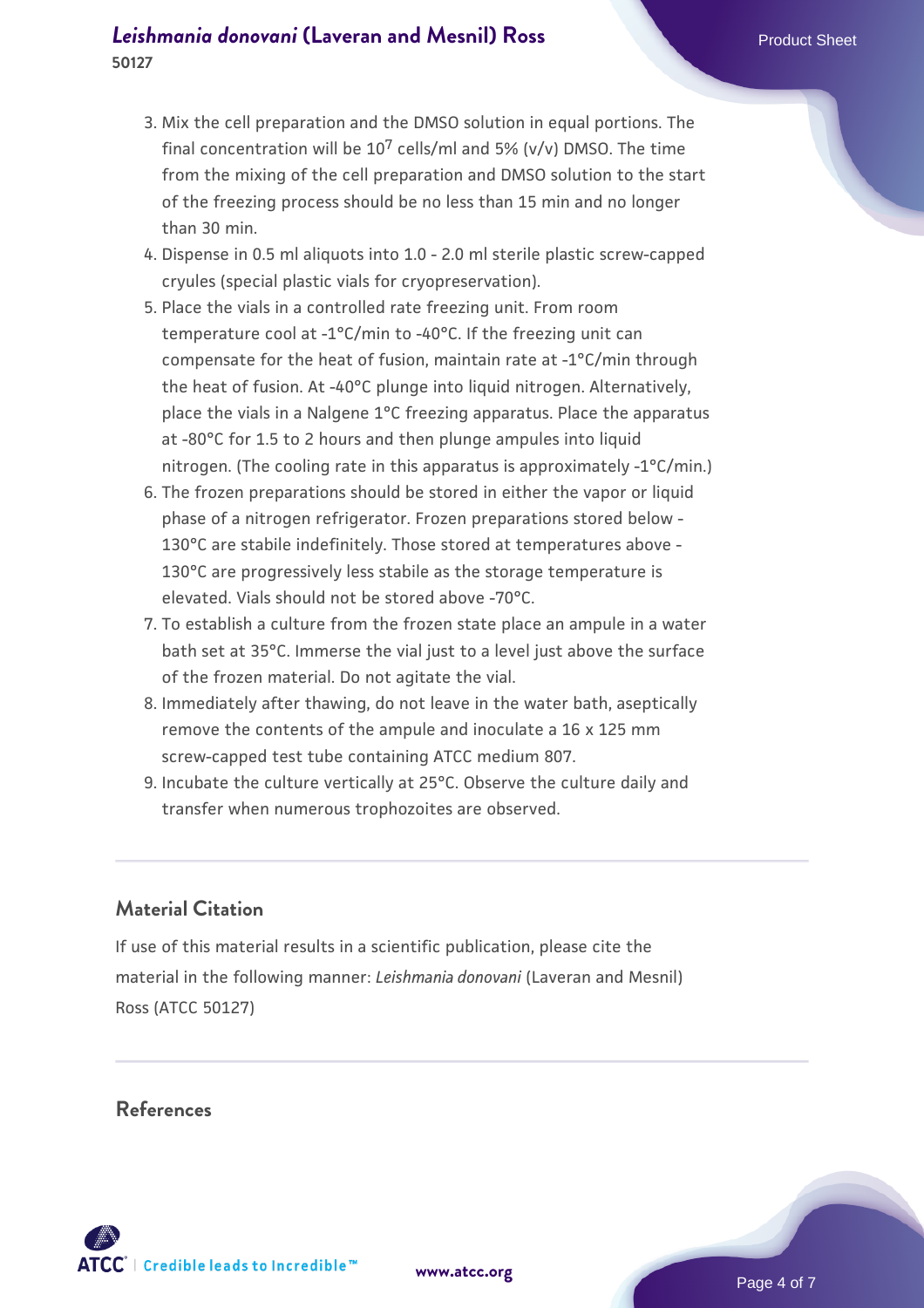3. Mix the cell preparation and the DMSO solution in equal portions. The final concentration will be $10^7$ cells/ml and 5% (v/v) DMSO. The time from the mixing of the cell preparation and DMSO solution to the start of the freezing process should be no less than 15 min and no longer than 30 min.
4. Dispense in 0.5 ml aliquots into 1.0 - 2.0 ml sterile plastic screw-capped cryules (special plastic vials for cryopreservation).
5. Place the vials in a controlled rate freezing unit. From room temperature cool at -1°C/min to -40°C. If the freezing unit can compensate for the heat of fusion, maintain rate at -1°C/min through the heat of fusion. At -40°C plunge into liquid nitrogen. Alternatively, place the vials in a Nalgene 1°C freezing apparatus. Place the apparatus at -80°C for 1.5 to 2 hours and then plunge ampules into liquid nitrogen. (The cooling rate in this apparatus is approximately -1°C/min.)
6. The frozen preparations should be stored in either the vapor or liquid phase of a nitrogen refrigerator. Frozen preparations stored below -130°C are stabile indefinitely. Those stored at temperatures above -130°C are progressively less stabile as the storage temperature is elevated. Vials should not be stored above -70°C.
7. To establish a culture from the frozen state place an ampule in a water bath set at 35°C. Immerse the vial just to a level just above the surface of the frozen material. Do not agitate the vial.
8. Immediately after thawing, do not leave in the water bath, aseptically remove the contents of the ampule and inoculate a 16 x 125 mm screw-capped test tube containing ATCC medium 807.
9. Incubate the culture vertically at 25°C. Observe the culture daily and transfer when numerous trophozoites are observed.

## Material Citation

If use of this material results in a scientific publication, please cite the material in the following manner: *Leishmania donovani* (Laveran and Mesnil) Ross (ATCC 50127)

## References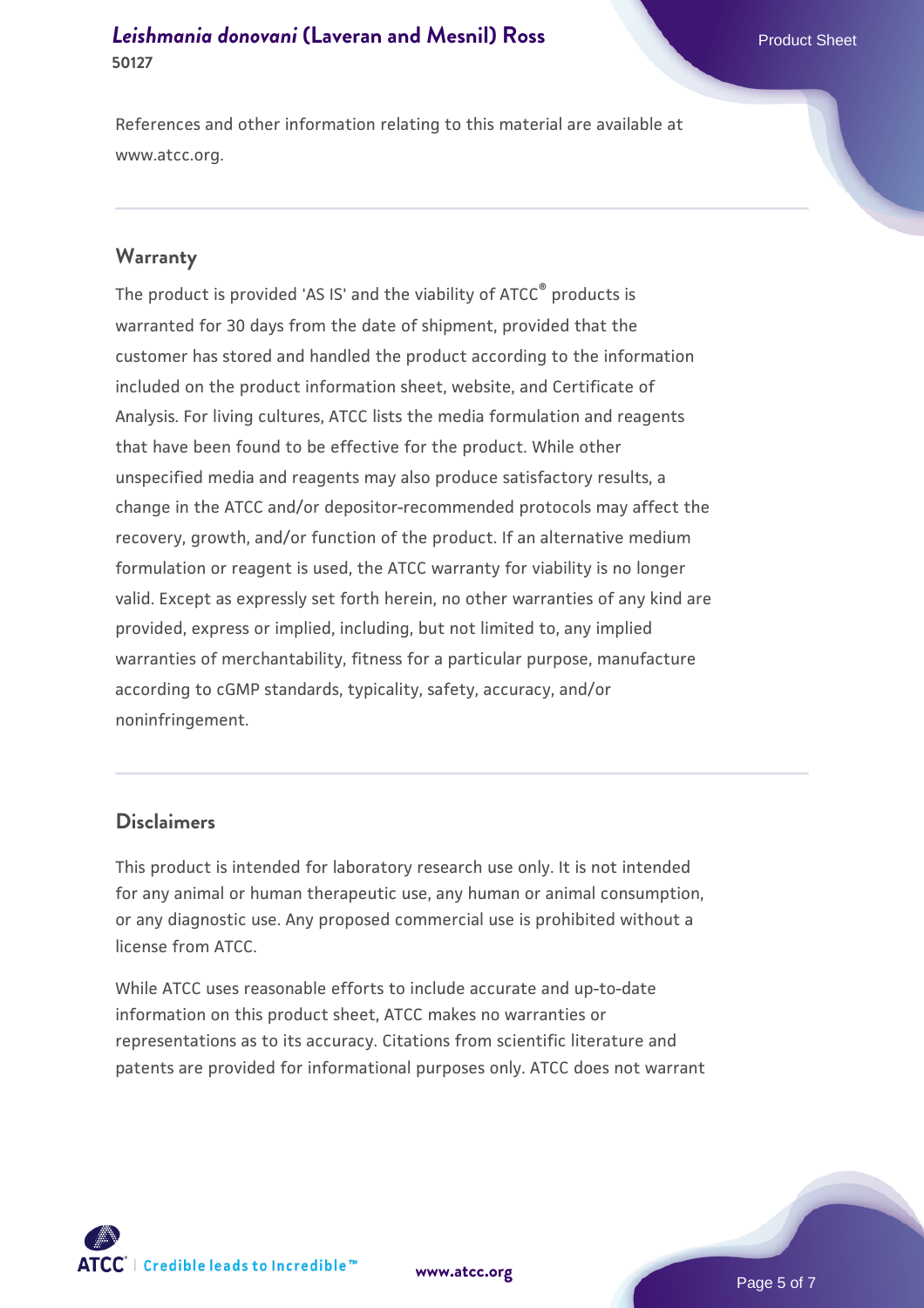References and other information relating to this material are available at www.atcc.org.

## Warranty

The product is provided 'AS IS' and the viability of ATCC® products is warranted for 30 days from the date of shipment, provided that the customer has stored and handled the product according to the information included on the product information sheet, website, and Certificate of Analysis. For living cultures, ATCC lists the media formulation and reagents that have been found to be effective for the product. While other unspecified media and reagents may also produce satisfactory results, a change in the ATCC and/or depositor-recommended protocols may affect the recovery, growth, and/or function of the product. If an alternative medium formulation or reagent is used, the ATCC warranty for viability is no longer valid. Except as expressly set forth herein, no other warranties of any kind are provided, express or implied, including, but not limited to, any implied warranties of merchantability, fitness for a particular purpose, manufacture according to cGMP standards, typicality, safety, accuracy, and/or noninfringement.

## Disclaimers

This product is intended for laboratory research use only. It is not intended for any animal or human therapeutic use, any human or animal consumption, or any diagnostic use. Any proposed commercial use is prohibited without a license from ATCC.

While ATCC uses reasonable efforts to include accurate and up-to-date information on this product sheet, ATCC makes no warranties or representations as to its accuracy. Citations from scientific literature and patents are provided for informational purposes only. ATCC does not warrant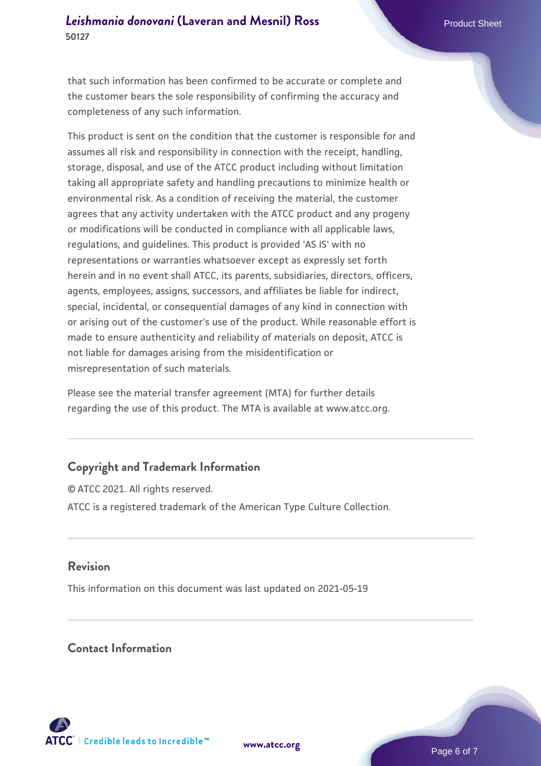that such information has been confirmed to be accurate or complete and the customer bears the sole responsibility of confirming the accuracy and completeness of any such information.

This product is sent on the condition that the customer is responsible for and assumes all risk and responsibility in connection with the receipt, handling, storage, disposal, and use of the ATCC product including without limitation taking all appropriate safety and handling precautions to minimize health or environmental risk. As a condition of receiving the material, the customer agrees that any activity undertaken with the ATCC product and any progeny or modifications will be conducted in compliance with all applicable laws, regulations, and guidelines. This product is provided 'AS IS' with no representations or warranties whatsoever except as expressly set forth herein and in no event shall ATCC, its parents, subsidiaries, directors, officers, agents, employees, assigns, successors, and affiliates be liable for indirect, special, incidental, or consequential damages of any kind in connection with or arising out of the customer's use of the product. While reasonable effort is made to ensure authenticity and reliability of materials on deposit, ATCC is not liable for damages arising from the misidentification or misrepresentation of such materials.

Please see the material transfer agreement (MTA) for further details regarding the use of this product. The MTA is available at www.atcc.org.

## Copyright and Trademark Information

© ATCC 2021. All rights reserved.

ATCC is a registered trademark of the American Type Culture Collection.

## Revision

This information on this document was last updated on 2021-05-19

## Contact Information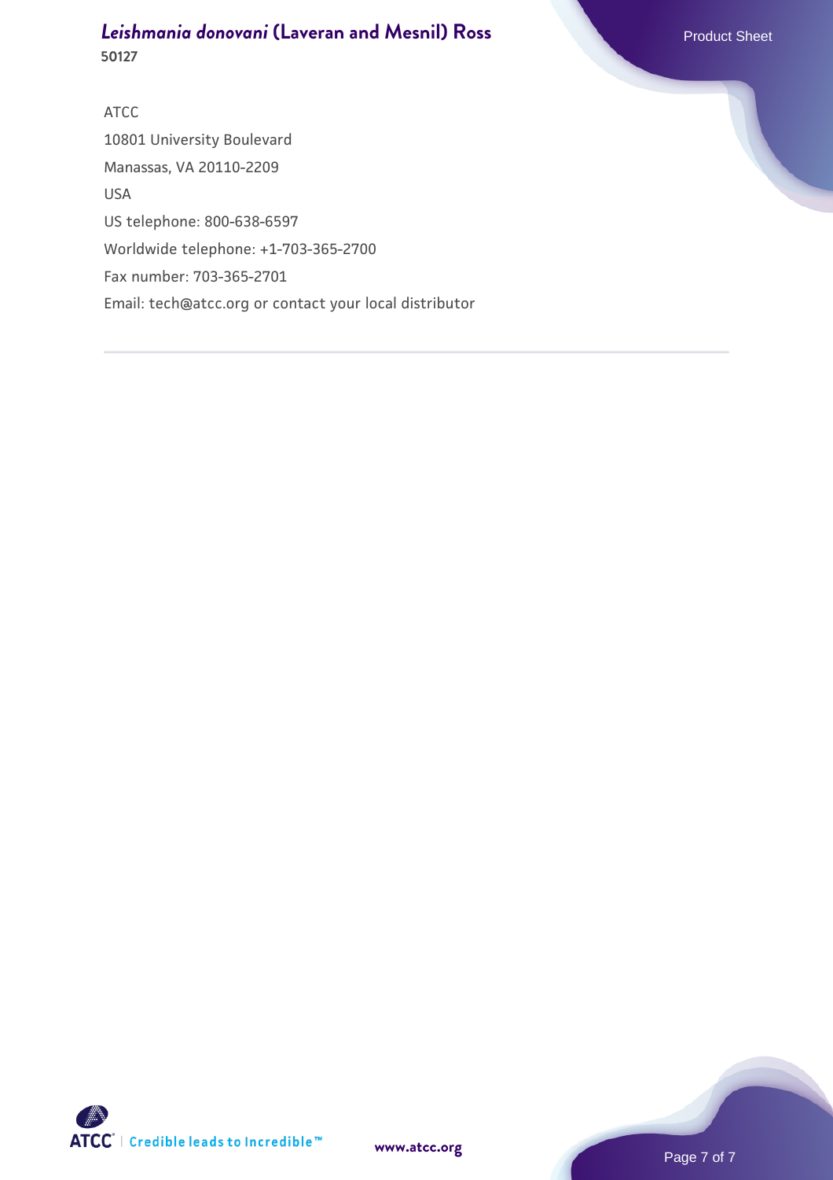ATCC

10801 University Boulevard

Manassas, VA 20110-2209

USA

US telephone: 800-638-6597

Worldwide telephone: +1-703-365-2700

Fax number: 703-365-2701

Email: tech@atcc.org or contact your local distributor